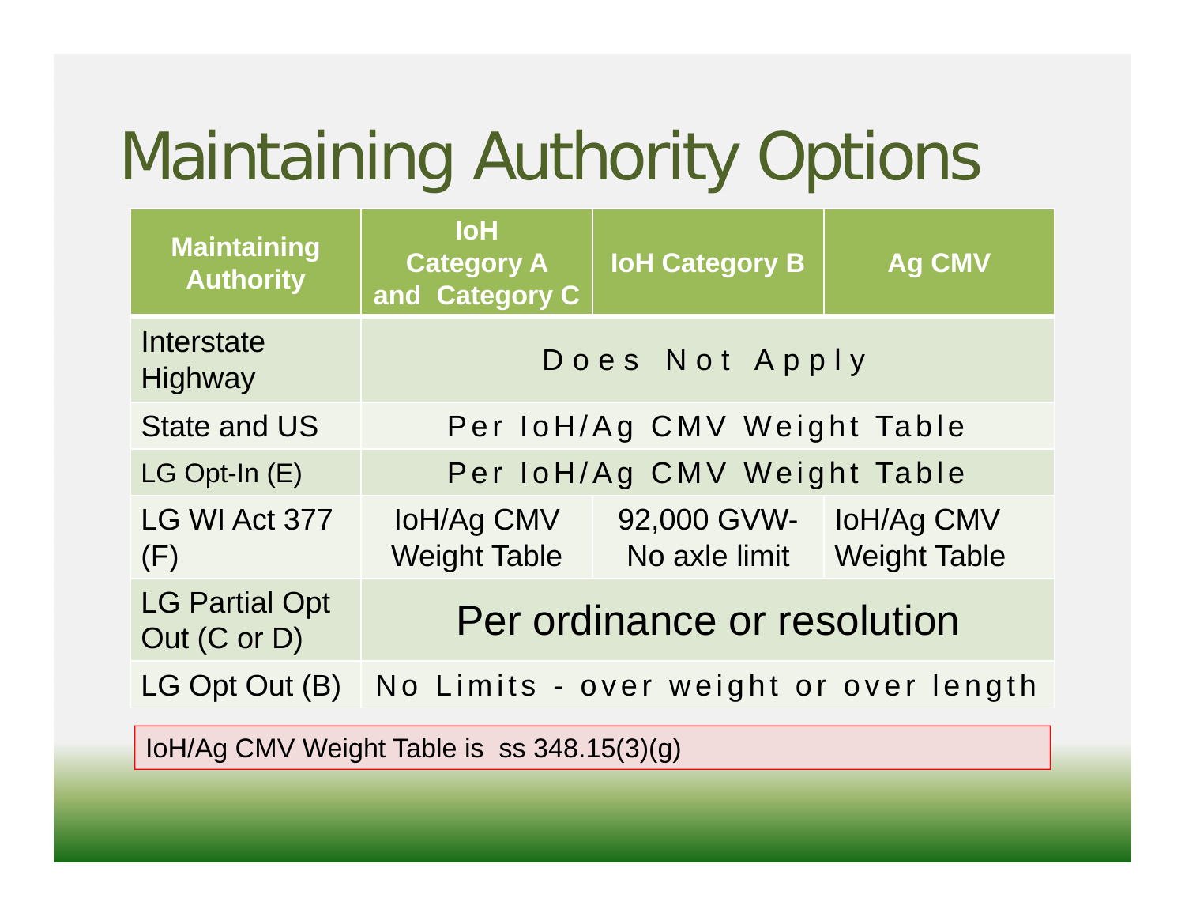# Maintaining Authority Options

| Maintaining Authority | IoH Category A and Category C | IoH Category B | Ag CMV |
|---|---|---|---|
| Interstate Highway | Does Not Apply | | |
| State and US | Per IoH/Ag CMV Weight Table | | |
| LG Opt-In (E) | Per IoH/Ag CMV Weight Table | | |
| LG WI Act 377 (F) | IoH/Ag CMV Weight Table | 92,000 GVW- No axle limit | IoH/Ag CMV Weight Table |
| LG Partial Opt Out (C or D) | Per ordinance or resolution | | |
| LG Opt Out (B) | No Limits - over weight or over length | | |

IoH/Ag CMV Weight Table is ss 348.15(3)(g)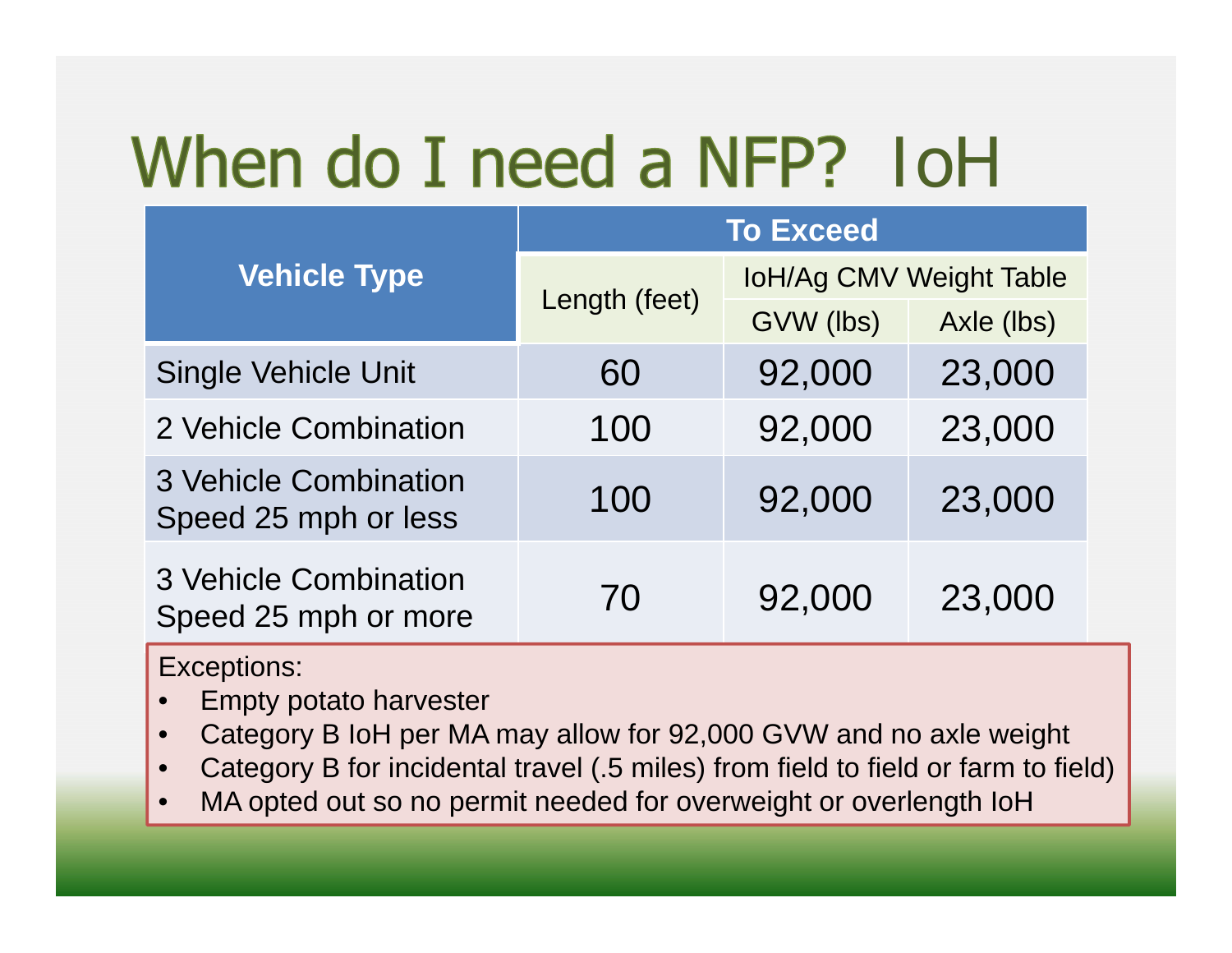# When do I need a NFP? IoH

| Vehicle Type | To Exceed | | |
|---|---|---|---|
| | Length (feet) | IoH/Ag CMV Weight Table | |
| | | GVW (lbs) | Axle (lbs) |
| Single Vehicle Unit | 60 | 92,000 | 23,000 |
| 2 Vehicle Combination | 100 | 92,000 | 23,000 |
| 3 Vehicle Combination Speed 25 mph or less | 100 | 92,000 | 23,000 |
| 3 Vehicle Combination Speed 25 mph or more | 70 | 92,000 | 23,000 |

Exceptions:

- Empty potato harvester
- Category B IoH per MA may allow for 92,000 GVW and no axle weight
- Category B for incidental travel (.5 miles) from field to field or farm to field)
- MA opted out so no permit needed for overweight or overlength IoH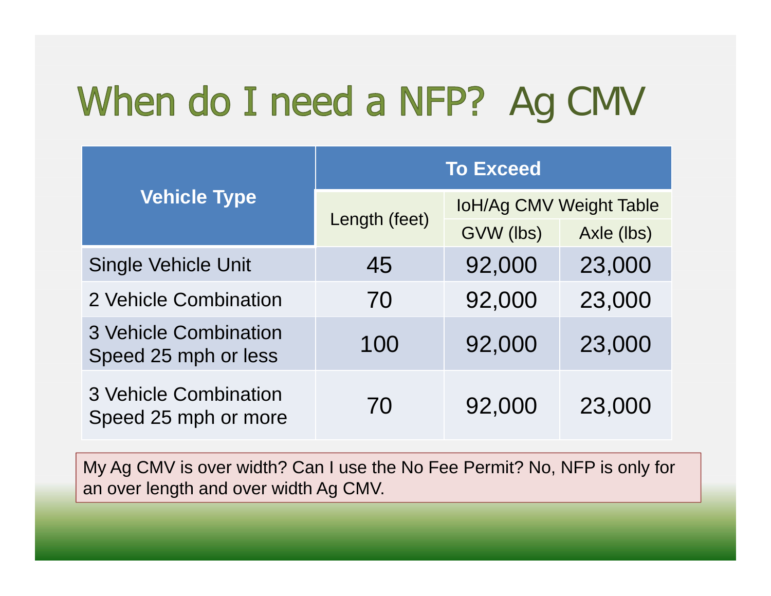# When do I need a NFP? Ag CMV

| Vehicle Type | To Exceed | | |
|---|---|---|---|
| | Length (feet) | IoH/Ag CMV Weight Table | |
| | | GVW (lbs) | Axle (lbs) |
| Single Vehicle Unit | 45 | 92,000 | 23,000 |
| 2 Vehicle Combination | 70 | 92,000 | 23,000 |
| 3 Vehicle Combination Speed 25 mph or less | 100 | 92,000 | 23,000 |
| 3 Vehicle Combination Speed 25 mph or more | 70 | 92,000 | 23,000 |

My Ag CMV is over width? Can I use the No Fee Permit? No, NFP is only for an over length and over width Ag CMV.